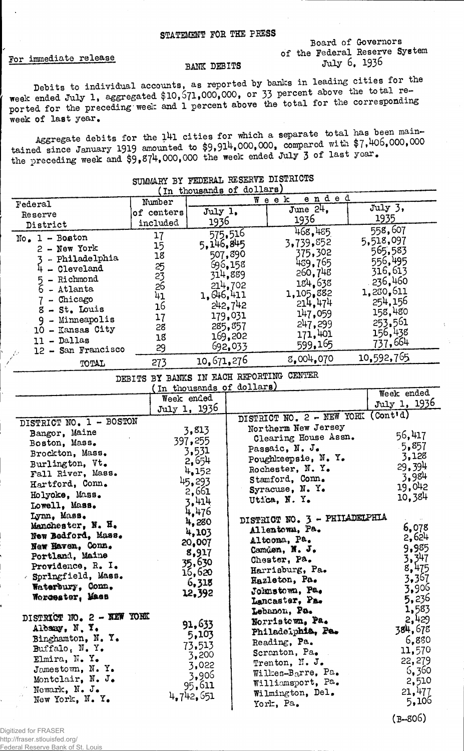STATEMENT FOR THE PRESS

For immediate release

Board of Governors
of the Federal Reserve System
July 6, 1936

BANK DEBITS

Debits to individual accounts, as reported by banks in leading cities for the week ended July 1, aggregated $10,671,000,000, or 33 percent above the total reported for the preceding week and 1 percent above the total for the corresponding week of last year.

Aggregate debits for the 141 cities for which a separate total has been maintained since January 1919 amounted to $9,914,000,000, compared with $7,406,000,000 the preceding week and $9,874,000,000 the week ended July 3 of last year.

SUMMARY BY FEDERAL RESERVE DISTRICTS
(In thousands of dollars)

| Federal Reserve District | Number of centers included | Week ended July 1, 1936 | June 24, 1936 | July 3, 1935 |
|---|---|---|---|---|
| No. 1 - Boston | 17 | 575,516 | 468,485 | 558,607 |
| 2 - New York | 15 | 5,146,845 | 3,739,852 | 5,518,097 |
| 3 - Philadelphia | 18 | 507,890 | 375,302 | 565,583 |
| 4 - Cleveland | 25 | 696,158 | 489,765 | 556,495 |
| 5 - Richmond | 23 | 314,889 | 260,748 | 316,613 |
| 6 - Atlanta | 26 | 214,702 | 184,638 | 236,460 |
| 7 - Chicago | 41 | 1,646,411 | 1,105,882 | 1,280,611 |
| 8 - St. Louis | 16 | 242,742 | 214,474 | 254,156 |
| 9 - Minneapolis | 17 | 179,031 | 147,059 | 158,480 |
| 10 - Kansas City | 28 | 285,857 | 247,299 | 253,561 |
| 11 - Dallas | 18 | 169,202 | 171,401 | 156,438 |
| 12 - San Francisco | 29 | 692,033 | 599,165 | 737,664 |
| TOTAL | 273 | 10,671,276 | 8,004,070 | 10,592,765 |

DEBITS BY BANKS IN EACH REPORTING CENTER
(In thousands of dollars)

| | Week ended July 1, 1936 |
|---|---|
| **DISTRICT NO. 1 - BOSTON** | |
| Bangor, Maine | 3,813 |
| Boston, Mass. | 397,255 |
| Brockton, Mass. | 3,531 |
| Burlington, Vt. | 2,654 |
| Fall River, Mass. | 4,152 |
| Hartford, Conn. | 45,293 |
| Holyoke, Mass. | 2,661 |
| Lowell, Mass. | 3,414 |
| Lynn, Mass. | 4,476 |
| Manchester, N. H. | 4,280 |
| New Bedford, Mass. | 4,103 |
| New Haven, Conn. | 20,007 |
| Portland, Maine | 8,917 |
| Providence, R. I. | 35,630 |
| Springfield, Mass. | 16,620 |
| Waterbury, Conn. | 6,318 |
| Worcester, Mass | 12,392 |
| **DISTRICT NO. 2 - NEW YORK** | |
| Albany, N. Y. | 91,633 |
| Binghamton, N. Y. | 5,103 |
| Buffalo, N. Y. | 73,513 |
| Elmira, N. Y. | 3,200 |
| Jamestown, N. Y. | 3,022 |
| Montclair, N. J. | 3,906 |
| Newark, N. J. | 95,611 |
| New York, N. Y. | 4,742,651 |

| | Week ended July 1, 1936 |
|---|---|
| **DISTRICT NO. 2 - NEW YORK (Cont'd)** | |
| Northern New Jersey Clearing House Assn. | 56,417 |
| Passaic, N. J. | 5,857 |
| Poughkeepsie, N. Y. | 3,128 |
| Rochester, N. Y. | 29,394 |
| Stamford, Conn. | 3,984 |
| Syracuse, N. Y. | 19,042 |
| Utica, N. Y. | 10,384 |
| **DISTRICT NO. 3 - PHILADELPHIA** | |
| Allentown, Pa. | 6,078 |
| Altoona, Pa. | 2,624 |
| Camden, N. J. | 9,985 |
| Chester, Pa. | 3,347 |
| Harrisburg, Pa. | 8,475 |
| Hazleton, Pa. | 3,367 |
| Johnstown, Pa. | 3,906 |
| Lancaster, Pa. | 5,236 |
| Lebanon, Pa. | 1,583 |
| Norristown, Pa. | 2,429 |
| Philadelphia, Pa. | 384,678 |
| Reading, Pa. | 6,880 |
| Scranton, Pa. | 11,570 |
| Trenton, N. J. | 22,279 |
| Wilkes-Barre, Pa. | 6,360 |
| Williamsport, Pa. | 2,510 |
| Wilmington, Del. | 21,477 |
| York, Pa. | 5,106 |

(B-806)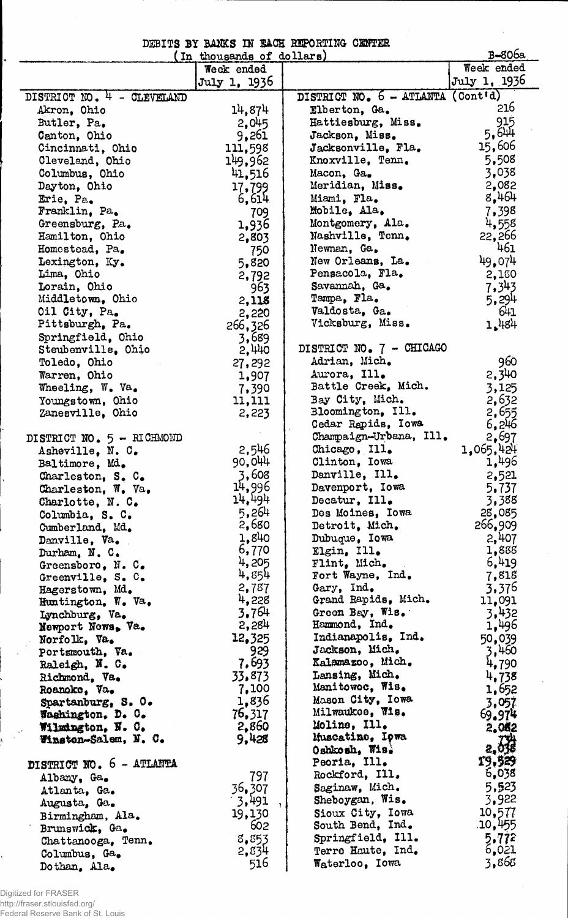# DEBITS BY BANKS IN EACH REPORTING CENTER

(In thousands of dollars)

B-806a

| | Week ended July 1, 1936 | | Week ended July 1, 1936 |
|---|---|---|---|
| **DISTRICT NO. 4 - CLEVELAND** | | **DISTRICT NO. 6 - ATLANTA (Cont'd)** | |
| Akron, Ohio | 14,874 | Elberton, Ga. | 216 |
| Butler, Pa. | 2,045 | Hattiesburg, Miss. | 915 |
| Canton, Ohio | 9,261 | Jackson, Miss. | 5,644 |
| Cincinnati, Ohio | 111,598 | Jacksonville, Fla. | 15,606 |
| Cleveland, Ohio | 149,962 | Knoxville, Tenn. | 5,508 |
| Columbus, Ohio | 41,516 | Macon, Ga. | 3,038 |
| Dayton, Ohio | 17,799 | Meridian, Miss. | 2,082 |
| Erie, Pa. | 6,614 | Miami, Fla. | 8,464 |
| Franklin, Pa. | 709 | Mobile, Ala. | 7,398 |
| Greensburg, Pa. | 1,936 | Montgomery, Ala. | 4,558 |
| Hamilton, Ohio | 2,803 | Nashville, Tenn. | 22,266 |
| Homestead, Pa. | 750 | Newnan, Ga. | 461 |
| Lexington, Ky. | 5,820 | New Orleans, La. | 49,074 |
| Lima, Ohio | 2,792 | Pensacola, Fla. | 2,150 |
| Lorain, Ohio | 963 | Savannah, Ga. | 7,343 |
| Middletown, Ohio | 2,118 | Tampa, Fla. | 5,294 |
| Oil City, Pa. | 2,220 | Valdosta, Ga. | 641 |
| Pittsburgh, Pa. | 266,326 | Vicksburg, Miss. | 1,484 |
| Springfield, Ohio | 3,689 | | |
| Steubenville, Ohio | 2,440 | **DISTRICT NO. 7 - CHICAGO** | |
| Toledo, Ohio | 27,292 | Adrian, Mich. | 960 |
| Warren, Ohio | 1,907 | Aurora, Ill. | 2,340 |
| Wheeling, W. Va. | 7,390 | Battle Creek, Mich. | 3,125 |
| Youngstown, Ohio | 11,111 | Bay City, Mich. | 2,632 |
| Zanesville, Ohio | 2,223 | Bloomington, Ill. | 2,655 |
| | | Cedar Rapids, Iowa | 6,246 |
| **DISTRICT NO. 5 - RICHMOND** | | Champaign-Urbana, Ill. | 2,697 |
| Asheville, N. C. | 2,546 | Chicago, Ill. | 1,065,424 |
| Baltimore, Md. | 90,044 | Clinton, Iowa | 1,496 |
| Charleston, S. C. | 3,608 | Danville, Ill. | 2,521 |
| Charleston, W. Va. | 14,996 | Davenport, Iowa | 5,737 |
| Charlotte, N. C. | 14,494 | Decatur, Ill. | 3,388 |
| Columbia, S. C. | 5,264 | Des Moines, Iowa | 28,085 |
| Cumberland, Md. | 2,680 | Detroit, Mich. | 266,909 |
| Danville, Va. | 1,840 | Dubuque, Iowa | 2,407 |
| Durham, N. C. | 6,770 | Elgin, Ill. | 1,888 |
| Greensboro, N. C. | 4,205 | Flint, Mich. | 6,419 |
| Greenville, S. C. | 4,854 | Fort Wayne, Ind. | 7,818 |
| Hagerstown, Md. | 2,787 | Gary, Ind. | 3,376 |
| Huntington, W. Va. | 4,228 | Grand Rapids, Mich. | 11,091 |
| Lynchburg, Va. | 3,764 | Green Bay, Wis. | 3,432 |
| Newport News, Va. | 2,284 | Hammond, Ind. | 1,496 |
| Norfolk, Va. | 12,325 | Indianapolis, Ind. | 50,039 |
| Portsmouth, Va. | 929 | Jackson, Mich. | 3,460 |
| Raleigh, N. C. | 7,693 | Kalamazoo, Mich. | 4,790 |
| Richmond, Va. | 33,873 | Lansing, Mich. | 4,738 |
| Roanoke, Va. | 7,100 | Manitowoc, Wis. | 1,652 |
| Spartanburg, S. C. | 1,836 | Mason City, Iowa | 3,057 |
| Washington, D. C. | 76,317 | Milwaukee, Wis. | 69,974 |
| Wilmington, N. C. | 2,860 | Moline, Ill. | 2,082 |
| Winston-Salem, N. C. | 9,428 | Muscatine, Iowa | 734 |
| | | Oshkosh, Wis. | 2,038 |
| **DISTRICT NO. 6 - ATLANTA** | | Peoria, Ill. | 19,529 |
| Albany, Ga. | 797 | Rockford, Ill. | 6,038 |
| Atlanta, Ga. | 36,307 | Saginaw, Mich. | 5,523 |
| Augusta, Ga. | 3,491 | Sheboygan, Wis. | 3,922 |
| Birmingham, Ala. | 19,130 | Sioux City, Iowa | 10,577 |
| Brunswick, Ga. | 602 | South Bend, Ind. | 10,455 |
| Chattanooga, Tenn. | 8,853 | Springfield, Ill. | 5,772 |
| Columbus, Ga. | 2,834 | Terre Haute, Ind. | 6,021 |
| Dothan, Ala. | 516 | Waterloo, Iowa | 3,868 |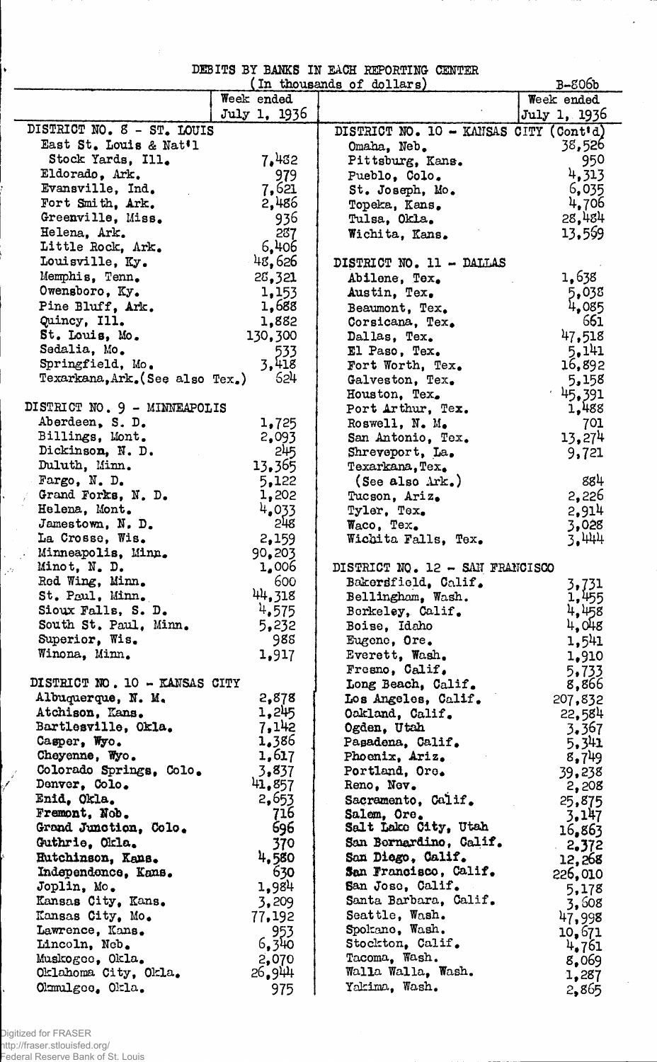DEBITS BY BANKS IN EACH REPORTING CENTER

(In thousands of dollars)

B-806b

| | Week ended July 1, 1936 | | Week ended July 1, 1936 |
|---|---|---|---|
| DISTRICT NO. 8 - ST. LOUIS | | DISTRICT NO. 10 - KANSAS CITY (Cont'd) | |
| East St. Louis & Nat'l Stock Yards, Ill. | 7,482 | Omaha, Neb. | 38,526 |
| Eldorado, Ark. | 979 | Pittsburg, Kans. | 950 |
| Evansville, Ind. | 7,621 | Pueblo, Colo. | 4,313 |
| Fort Smith, Ark. | 2,486 | St. Joseph, Mo. | 6,035 |
| Greenville, Miss. | 936 | Topeka, Kans. | 4,706 |
| Helena, Ark. | 287 | Tulsa, Okla. | 28,484 |
| Little Rock, Ark. | 6,406 | Wichita, Kans. | 13,599 |
| Louisville, Ky. | 48,626 | | |
| Memphis, Tenn. | 28,321 | DISTRICT NO. 11 - DALLAS | |
| Owensboro, Ky. | 1,153 | Abilene, Tex. | 1,638 |
| Pine Bluff, Ark. | 1,688 | Austin, Tex. | 5,038 |
| Quincy, Ill. | 1,882 | Beaumont, Tex. | 4,085 |
| St. Louis, Mo. | 130,300 | Corsicana, Tex. | 661 |
| Sedalia, Mo. | 533 | Dallas, Tex. | 47,518 |
| Springfield, Mo. | 3,418 | El Paso, Tex. | 5,141 |
| Texarkana, Ark. (See also Tex.) | 624 | Fort Worth, Tex. | 16,892 |
| | | Galveston, Tex. | 5,158 |
| DISTRICT NO. 9 - MINNEAPOLIS | | Houston, Tex. | 45,391 |
| Aberdeen, S. D. | 1,725 | Port Arthur, Tex. | 1,488 |
| Billings, Mont. | 2,093 | Roswell, N. M. | 701 |
| Dickinson, N. D. | 245 | San Antonio, Tex. | 13,274 |
| Duluth, Minn. | 13,365 | Shreveport, La. | 9,721 |
| Fargo, N. D. | 5,122 | Texarkana, Tex. (See also Ark.) | 884 |
| Grand Forks, N. D. | 1,202 | Tucson, Ariz. | 2,226 |
| Helena, Mont. | 4,033 | Tyler, Tex. | 2,914 |
| Jamestown, N. D. | 248 | Waco, Tex. | 3,028 |
| La Crosse, Wis. | 2,159 | Wichita Falls, Tex. | 3,444 |
| Minneapolis, Minn. | 90,203 | | |
| Minot, N. D. | 1,006 | DISTRICT NO. 12 - SAN FRANCISCO | |
| Red Wing, Minn. | 600 | Bakersfield, Calif. | 3,731 |
| St. Paul, Minn. | 44,318 | Bellingham, Wash. | 1,455 |
| Sioux Falls, S. D. | 4,575 | Berkeley, Calif. | 4,458 |
| South St. Paul, Minn. | 5,232 | Boise, Idaho | 4,048 |
| Superior, Wis. | 988 | Eugene, Ore. | 1,541 |
| Winona, Minn. | 1,917 | Everett, Wash. | 1,910 |
| | | Fresno, Calif. | 5,733 |
| DISTRICT NO. 10 - KANSAS CITY | | Long Beach, Calif. | 8,866 |
| Albuquerque, N. M. | 2,878 | Los Angeles, Calif. | 207,832 |
| Atchison, Kans. | 1,245 | Oakland, Calif. | 22,584 |
| Bartlesville, Okla. | 7,142 | Ogden, Utah | 3,367 |
| Casper, Wyo. | 1,386 | Pasadena, Calif. | 5,341 |
| Cheyenne, Wyo. | 1,617 | Phoenix, Ariz. | 8,749 |
| Colorado Springs, Colo. | 3,837 | Portland, Ore. | 39,238 |
| Denver, Colo. | 41,857 | Reno, Nev. | 2,208 |
| Enid, Okla. | 2,653 | Sacramento, Calif. | 25,875 |
| Fremont, Neb. | 716 | Salem, Ore. | 3,147 |
| Grand Junction, Colo. | 696 | Salt Lake City, Utah | 16,863 |
| Guthrie, Okla. | 370 | San Bernardino, Calif. | 2,372 |
| Hutchinson, Kans. | 4,580 | San Diego, Calif. | 12,268 |
| Independence, Kans. | 630 | San Francisco, Calif. | 226,010 |
| Joplin, Mo. | 1,984 | San Jose, Calif. | 5,178 |
| Kansas City, Kans. | 3,209 | Santa Barbara, Calif. | 3,608 |
| Kansas City, Mo. | 77,192 | Seattle, Wash. | 47,998 |
| Lawrence, Kans. | 953 | Spokane, Wash. | 10,671 |
| Lincoln, Neb. | 6,340 | Stockton, Calif. | 4,761 |
| Muskogee, Okla. | 2,070 | Tacoma, Wash. | 8,069 |
| Oklahoma City, Okla. | 26,944 | Walla Walla, Wash. | 1,287 |
| Okmulgee, Okla. | 975 | Yakima, Wash. | 2,865 |